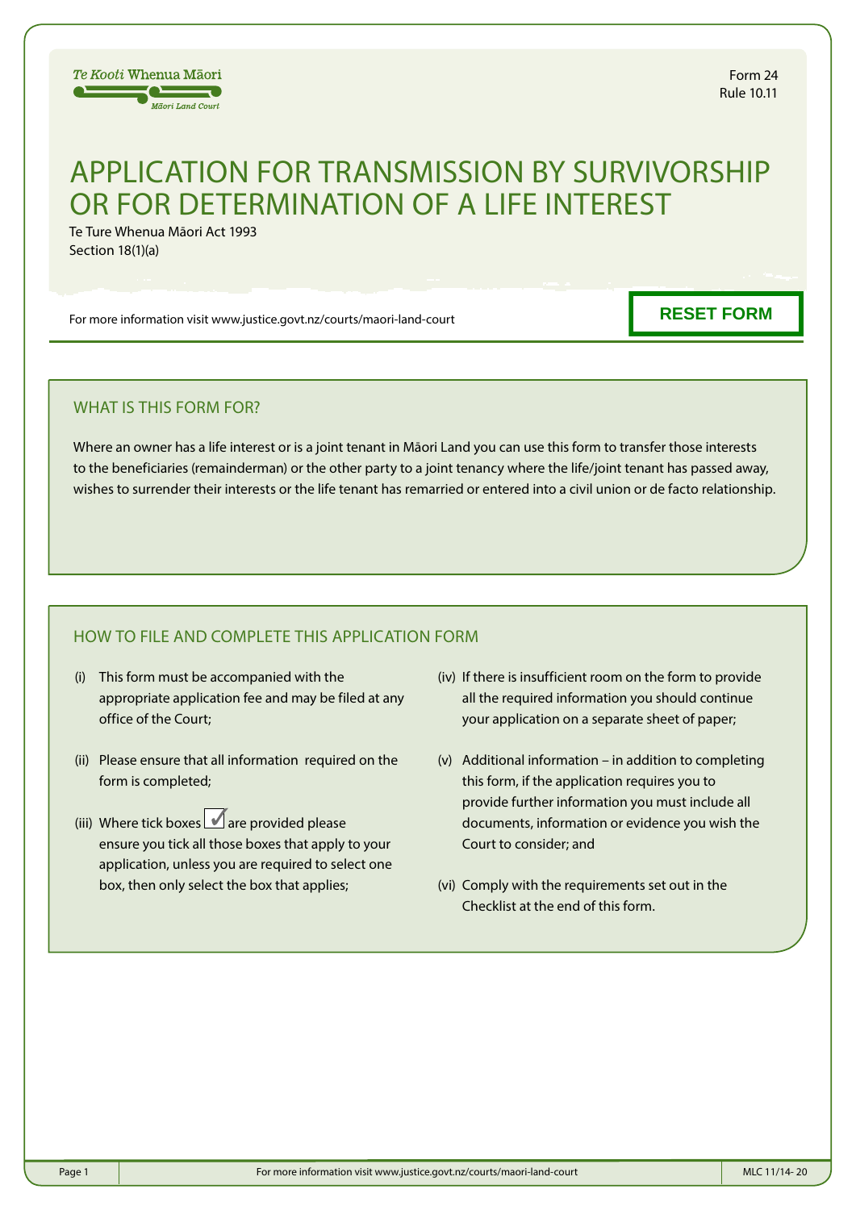Te Kooti Whenua Māori
Māori Land Court

Form 24
Rule 10.11

# APPLICATION FOR TRANSMISSION BY SURVIVORSHIP OR FOR DETERMINATION OF A LIFE INTEREST

Te Ture Whenua Māori Act 1993
Section 18(1)(a)

For more information visit www.justice.govt.nz/courts/maori-land-court

RESET FORM

## WHAT IS THIS FORM FOR?

Where an owner has a life interest or is a joint tenant in Māori Land you can use this form to transfer those interests to the beneficiaries (remainderman) or the other party to a joint tenancy where the life/joint tenant has passed away, wishes to surrender their interests or the life tenant has remarried or entered into a civil union or de facto relationship.

## HOW TO FILE AND COMPLETE THIS APPLICATION FORM

(i) This form must be accompanied with the appropriate application fee and may be filed at any office of the Court;

(ii) Please ensure that all information required on the form is completed;

(iii) Where tick boxes ☑ are provided please ensure you tick all those boxes that apply to your application, unless you are required to select one box, then only select the box that applies;

(iv) If there is insufficient room on the form to provide all the required information you should continue your application on a separate sheet of paper;

(v) Additional information – in addition to completing this form, if the application requires you to provide further information you must include all documents, information or evidence you wish the Court to consider; and

(vi) Comply with the requirements set out in the Checklist at the end of this form.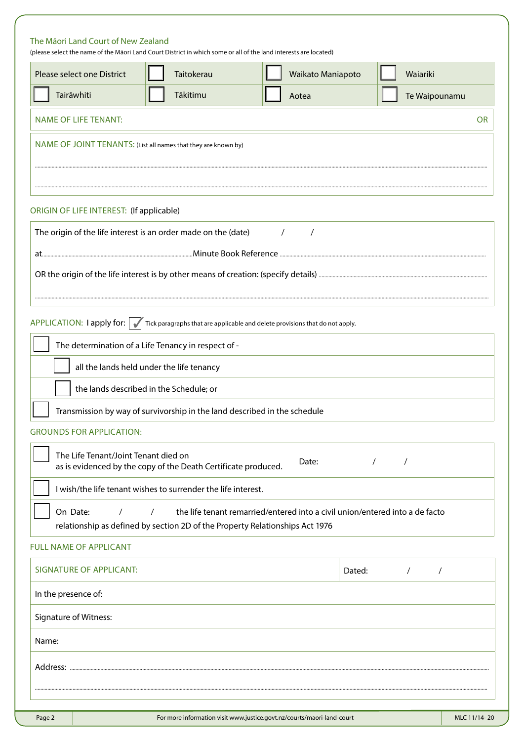The Māori Land Court of New Zealand
(please select the name of the Māori Land Court District in which some or all of the land interests are located)

| Please select one District | ☐ Taitokerau | ☐ Waikato Maniapoto | ☐ Waiariki |
|---|---|---|---|
| ☐ Tairāwhiti | ☐ Tākitimu | ☐ Aotea | ☐ Te Waipounamu |

NAME OF LIFE TENANT: OR

NAME OF JOINT TENANTS: (List all names that they are known by)

.......................................................................................................................................................

.......................................................................................................................................................

ORIGIN OF LIFE INTEREST: (If applicable)

The origin of the life interest is an order made on the (date) / /

at..................................................................Minute Book Reference ..................................................................

OR the origin of the life interest is by other means of creation: (specify details) ..............................................................

.......................................................................................................................................................

APPLICATION: I apply for: ☑ Tick paragraphs that are applicable and delete provisions that do not apply.

- ☐ The determination of a Life Tenancy in respect of -
  - ☐ all the lands held under the life tenancy
  - ☐ the lands described in the Schedule; or
- ☐ Transmission by way of survivorship in the land described in the schedule

GROUNDS FOR APPLICATION:

- ☐ The Life Tenant/Joint Tenant died on as is evidenced by the copy of the Death Certificate produced. Date: / /
- ☐ I wish/the life tenant wishes to surrender the life interest.
- ☐ On Date: / / the life tenant remarried/entered into a civil union/entered into a de facto relationship as defined by section 2D of the Property Relationships Act 1976

FULL NAME OF APPLICANT

| SIGNATURE OF APPLICANT: | Dated: / / |
|---|---|
| In the presence of: | |
| Signature of Witness: | |
| Name: | |
| Address: ............................................................................ | |

MLC 11/14- 20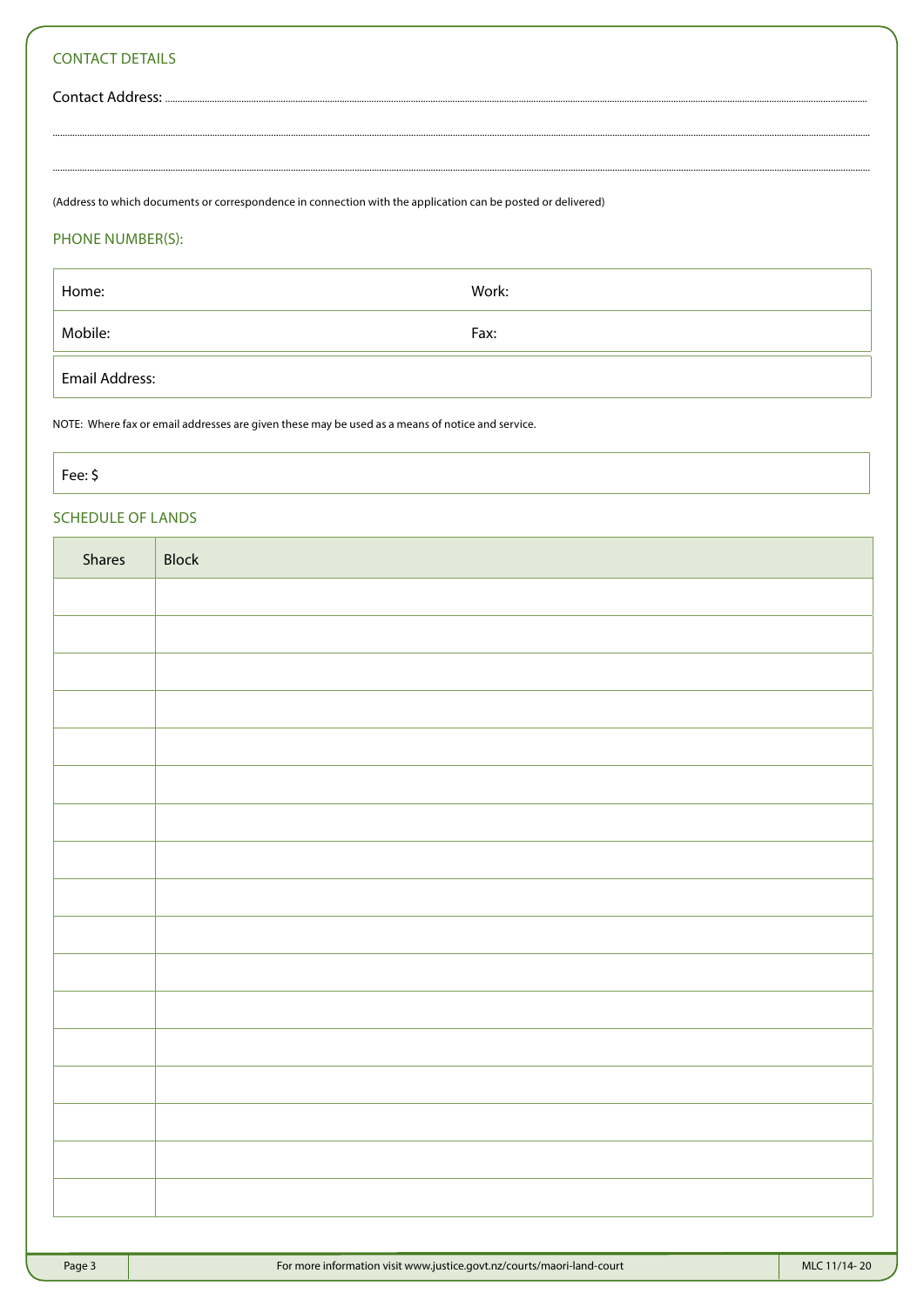## CONTACT DETAILS

Contact Address: ..................................................................................................................................................................................................

..................................................................................................................................................................................................................................

..................................................................................................................................................................................................................................

(Address to which documents or correspondence in connection with the application can be posted or delivered)

## PHONE NUMBER(S):

| Home: | Work: |
|---|---|
| Mobile: | Fax: |

| Email Address: |
|---|

NOTE: Where fax or email addresses are given these may be used as a means of notice and service.

| Fee: $ |
|---|

## SCHEDULE OF LANDS

| Shares | Block |
|---|---|
| | |
| | |
| | |
| | |
| | |
| | |
| | |
| | |
| | |
| | |
| | |
| | |
| | |
| | |
| | |
| | |
| | |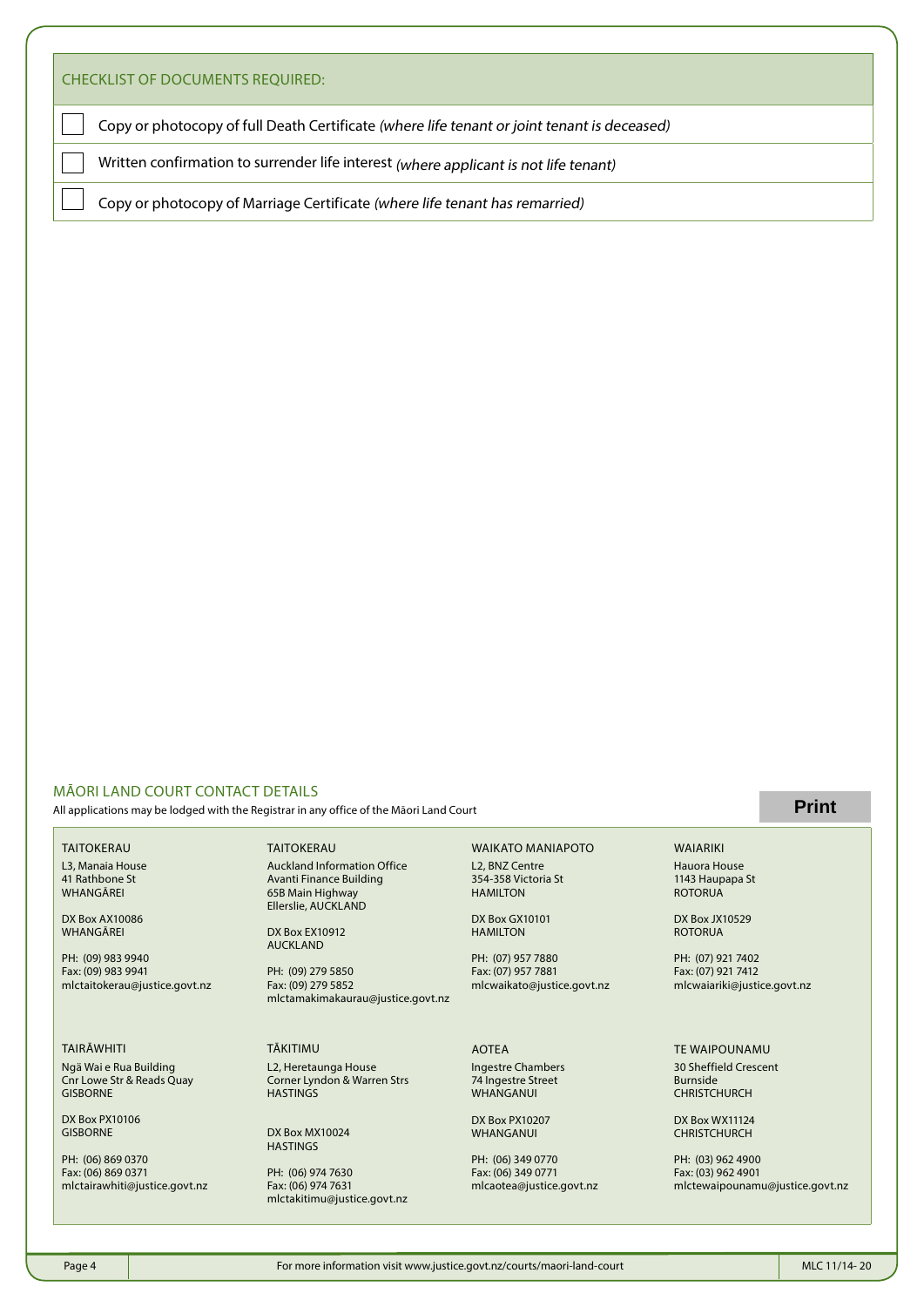## CHECKLIST OF DOCUMENTS REQUIRED:

- [ ] Copy or photocopy of full Death Certificate *(where life tenant or joint tenant is deceased)*
- [ ] Written confirmation to surrender life interest *(where applicant is not life tenant)*
- [ ] Copy or photocopy of Marriage Certificate *(where life tenant has remarried)*

## MĀORI LAND COURT CONTACT DETAILS

All applications may be lodged with the Registrar in any office of the Māori Land Court

Print

**TAITOKERAU**
L3, Manaia House
41 Rathbone St
WHANGĀREI

DX Box AX10086
WHANGĀREI

PH: (09) 983 9940
Fax: (09) 983 9941
mlctaitokerau@justice.govt.nz

**TAITOKERAU**
Auckland Information Office
Avanti Finance Building
65B Main Highway
Ellerslie, AUCKLAND

DX Box EX10912
AUCKLAND

PH: (09) 279 5850
Fax: (09) 279 5852
mlctamakimakaurau@justice.govt.nz

**WAIKATO MANIAPOTO**
L2, BNZ Centre
354-358 Victoria St
HAMILTON

DX Box GX10101
HAMILTON

PH: (07) 957 7880
Fax: (07) 957 7881
mlcwaikato@justice.govt.nz

**WAIARIKI**
Hauora House
1143 Haupapa St
ROTORUA

DX Box JX10529
ROTORUA

PH: (07) 921 7402
Fax: (07) 921 7412
mlcwaiariki@justice.govt.nz

**TAIRĀWHITI**
Ngā Wai e Rua Building
Cnr Lowe Str & Reads Quay
GISBORNE

DX Box PX10106
GISBORNE

PH: (06) 869 0370
Fax: (06) 869 0371
mlctairawhiti@justice.govt.nz

**TĀKITIMU**
L2, Heretaunga House
Corner Lyndon & Warren Strs
HASTINGS

DX Box MX10024
HASTINGS

PH: (06) 974 7630
Fax: (06) 974 7631
mlctakitimu@justice.govt.nz

**AOTEA**
Ingestre Chambers
74 Ingestre Street
WHANGANUI

DX Box PX10207
WHANGANUI

PH: (06) 349 0770
Fax: (06) 349 0771
mlcaotea@justice.govt.nz

**TE WAIPOUNAMU**
30 Sheffield Crescent
Burnside
CHRISTCHURCH

DX Box WX11124
CHRISTCHURCH

PH: (03) 962 4900
Fax: (03) 962 4901
mlctewaipounamu@justice.govt.nz

For more information visit www.justice.govt.nz/courts/maori-land-court

MLC 11/14- 20